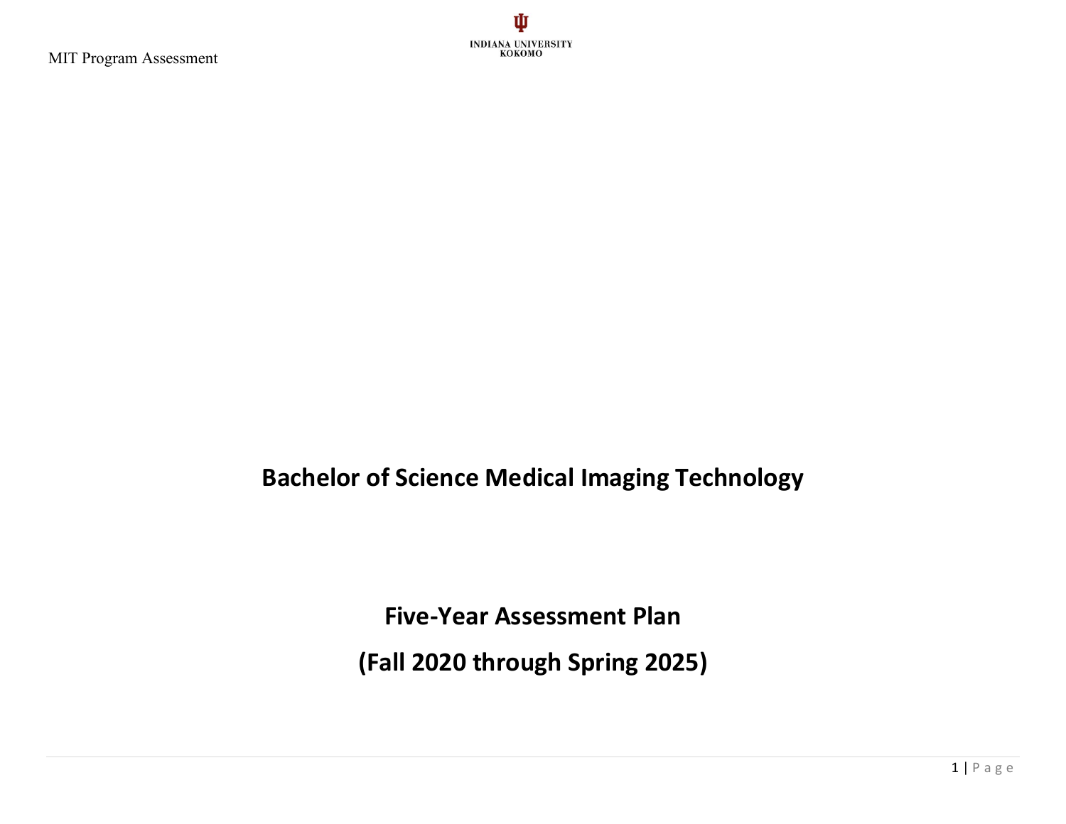# Bachelor of Science Medical Imaging Technology

## Five-Year Assessment Plan

## (Fall 2020 through Spring 2025)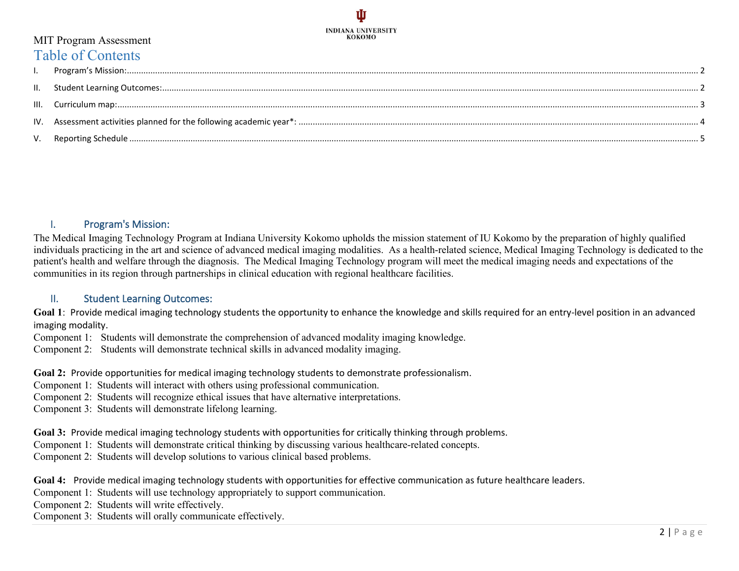MIT Program Assessment

# Table of Contents

I. Program's Mission: 2

II. Student Learning Outcomes: 2

III. Curriculum map: 3

IV. Assessment activities planned for the following academic year*: 4

V. Reporting Schedule 5

## I. Program's Mission:

The Medical Imaging Technology Program at Indiana University Kokomo upholds the mission statement of IU Kokomo by the preparation of highly qualified individuals practicing in the art and science of advanced medical imaging modalities. As a health-related science, Medical Imaging Technology is dedicated to the patient's health and welfare through the diagnosis. The Medical Imaging Technology program will meet the medical imaging needs and expectations of the communities in its region through partnerships in clinical education with regional healthcare facilities.

## II. Student Learning Outcomes:

**Goal 1**: Provide medical imaging technology students the opportunity to enhance the knowledge and skills required for an entry-level position in an advanced imaging modality.

Component 1: Students will demonstrate the comprehension of advanced modality imaging knowledge.

Component 2: Students will demonstrate technical skills in advanced modality imaging.

**Goal 2:** Provide opportunities for medical imaging technology students to demonstrate professionalism.

Component 1: Students will interact with others using professional communication.

Component 2: Students will recognize ethical issues that have alternative interpretations.

Component 3: Students will demonstrate lifelong learning.

**Goal 3:** Provide medical imaging technology students with opportunities for critically thinking through problems.

Component 1: Students will demonstrate critical thinking by discussing various healthcare-related concepts.

Component 2: Students will develop solutions to various clinical based problems.

**Goal 4:** Provide medical imaging technology students with opportunities for effective communication as future healthcare leaders.

Component 1: Students will use technology appropriately to support communication.

Component 2: Students will write effectively.

Component 3: Students will orally communicate effectively.